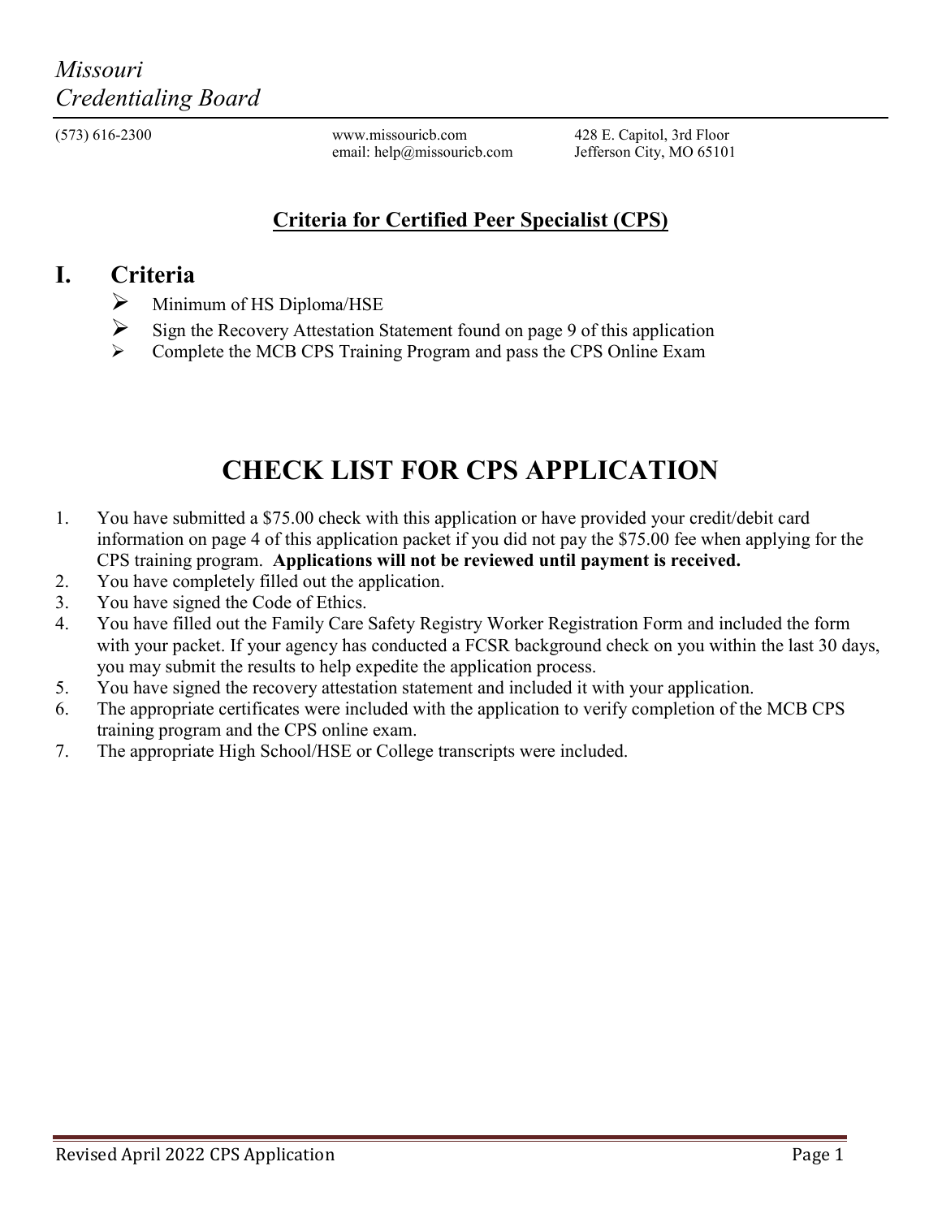*Missouri*
*Credentialing Board*

(573) 616-2300

www.missouricb.com
email: help@missouricb.com

428 E. Capitol, 3rd Floor
Jefferson City, MO 65101

## Criteria for Certified Peer Specialist (CPS)

## I. Criteria

- Minimum of HS Diploma/HSE
- Sign the Recovery Attestation Statement found on page 9 of this application
- Complete the MCB CPS Training Program and pass the CPS Online Exam

# CHECK LIST FOR CPS APPLICATION

1. You have submitted a $75.00 check with this application or have provided your credit/debit card information on page 4 of this application packet if you did not pay the $75.00 fee when applying for the CPS training program. **Applications will not be reviewed until payment is received.**
2. You have completely filled out the application.
3. You have signed the Code of Ethics.
4. You have filled out the Family Care Safety Registry Worker Registration Form and included the form with your packet. If your agency has conducted a FCSR background check on you within the last 30 days, you may submit the results to help expedite the application process.
5. You have signed the recovery attestation statement and included it with your application.
6. The appropriate certificates were included with the application to verify completion of the MCB CPS training program and the CPS online exam.
7. The appropriate High School/HSE or College transcripts were included.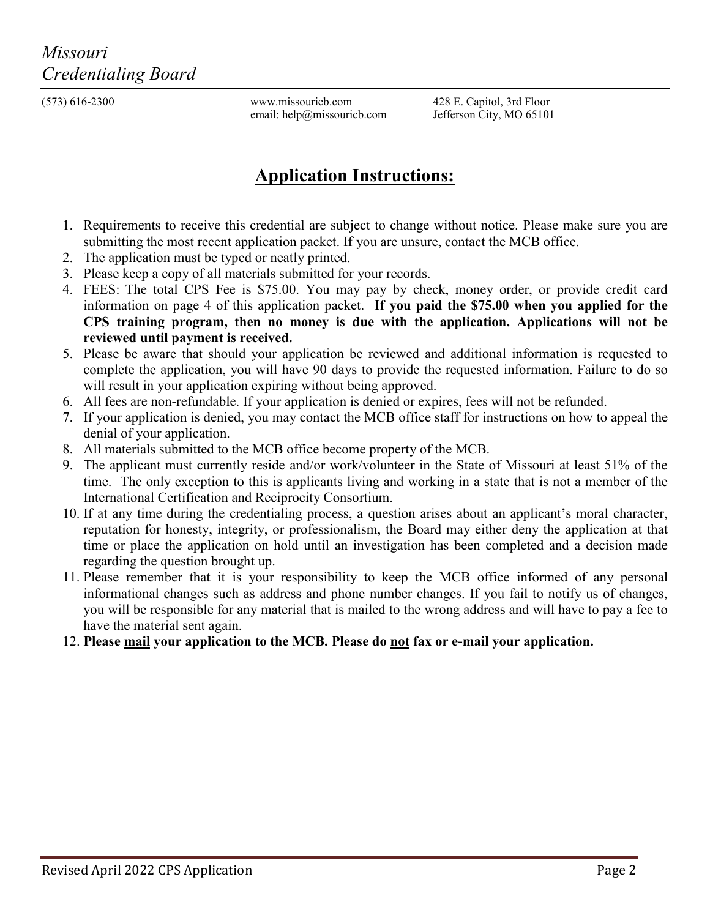*Missouri Credentialing Board*

(573) 616-2300 www.missouricb.com email: help@missouricb.com 428 E. Capitol, 3rd Floor Jefferson City, MO 65101

# Application Instructions:

1. Requirements to receive this credential are subject to change without notice. Please make sure you are submitting the most recent application packet. If you are unsure, contact the MCB office.
2. The application must be typed or neatly printed.
3. Please keep a copy of all materials submitted for your records.
4. FEES: The total CPS Fee is $75.00. You may pay by check, money order, or provide credit card information on page 4 of this application packet. **If you paid the $75.00 when you applied for the CPS training program, then no money is due with the application. Applications will not be reviewed until payment is received.**
5. Please be aware that should your application be reviewed and additional information is requested to complete the application, you will have 90 days to provide the requested information. Failure to do so will result in your application expiring without being approved.
6. All fees are non-refundable. If your application is denied or expires, fees will not be refunded.
7. If your application is denied, you may contact the MCB office staff for instructions on how to appeal the denial of your application.
8. All materials submitted to the MCB office become property of the MCB.
9. The applicant must currently reside and/or work/volunteer in the State of Missouri at least 51% of the time. The only exception to this is applicants living and working in a state that is not a member of the International Certification and Reciprocity Consortium.
10. If at any time during the credentialing process, a question arises about an applicant's moral character, reputation for honesty, integrity, or professionalism, the Board may either deny the application at that time or place the application on hold until an investigation has been completed and a decision made regarding the question brought up.
11. Please remember that it is your responsibility to keep the MCB office informed of any personal informational changes such as address and phone number changes. If you fail to notify us of changes, you will be responsible for any material that is mailed to the wrong address and will have to pay a fee to have the material sent again.
12. **Please mail your application to the MCB. Please do not fax or e-mail your application.**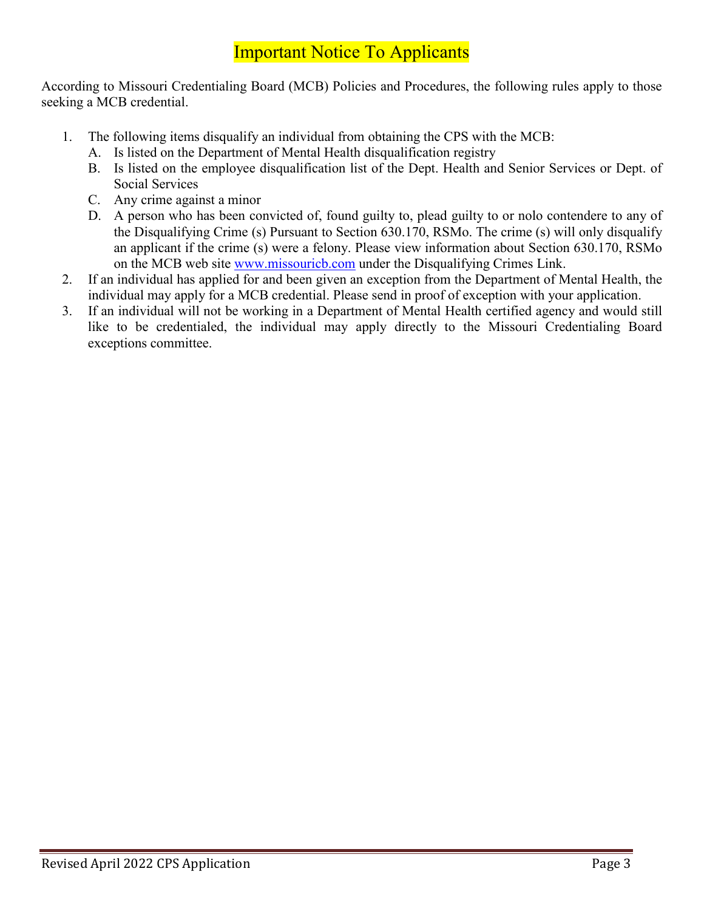# Important Notice To Applicants

According to Missouri Credentialing Board (MCB) Policies and Procedures, the following rules apply to those seeking a MCB credential.

1. The following items disqualify an individual from obtaining the CPS with the MCB:
   A. Is listed on the Department of Mental Health disqualification registry
   B. Is listed on the employee disqualification list of the Dept. Health and Senior Services or Dept. of Social Services
   C. Any crime against a minor
   D. A person who has been convicted of, found guilty to, plead guilty to or nolo contendere to any of the Disqualifying Crime (s) Pursuant to Section 630.170, RSMo. The crime (s) will only disqualify an applicant if the crime (s) were a felony. Please view information about Section 630.170, RSMo on the MCB web site www.missouricb.com under the Disqualifying Crimes Link.
2. If an individual has applied for and been given an exception from the Department of Mental Health, the individual may apply for a MCB credential. Please send in proof of exception with your application.
3. If an individual will not be working in a Department of Mental Health certified agency and would still like to be credentialed, the individual may apply directly to the Missouri Credentialing Board exceptions committee.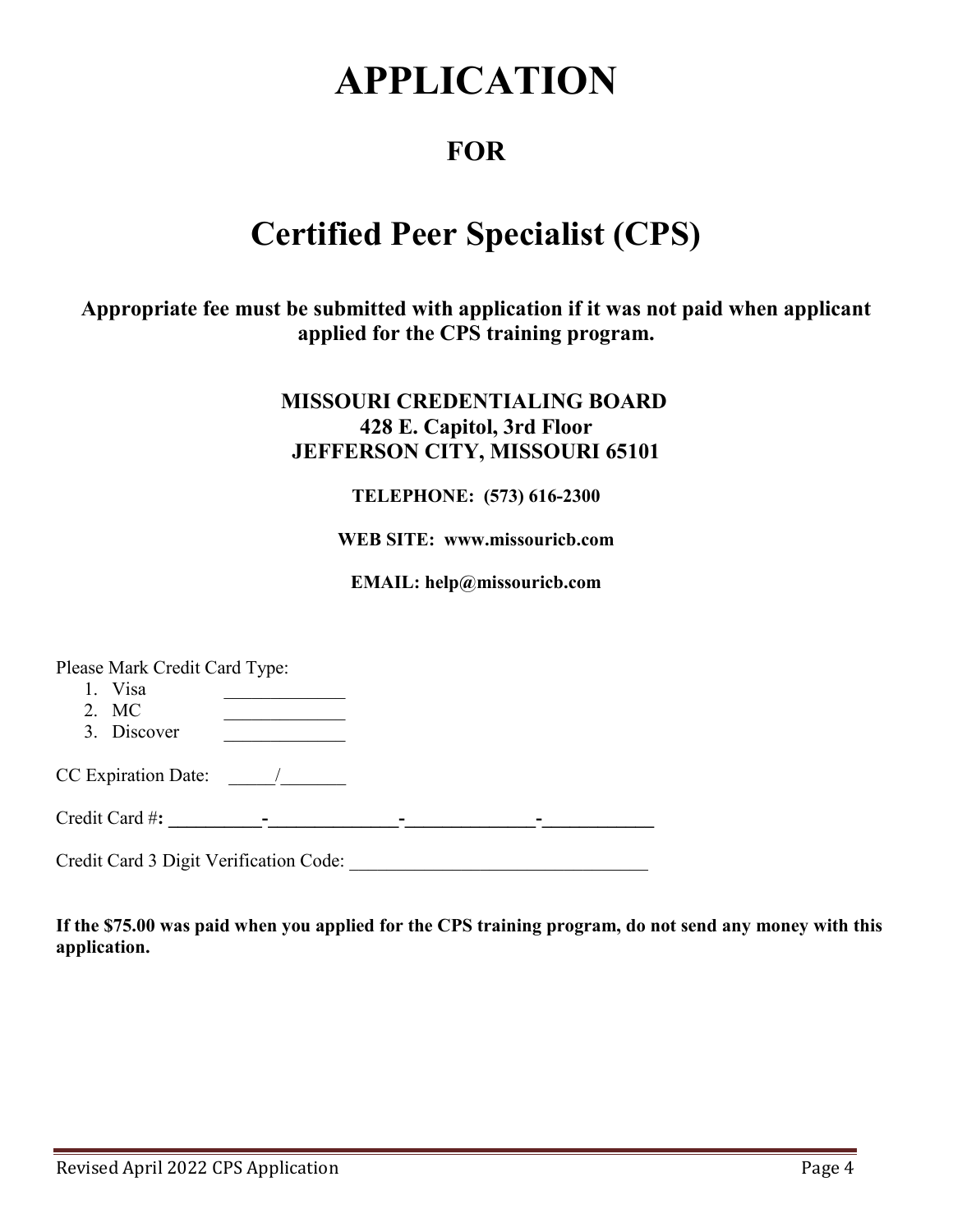# APPLICATION

## FOR

# Certified Peer Specialist (CPS)

**Appropriate fee must be submitted with application if it was not paid when applicant applied for the CPS training program.**

**MISSOURI CREDENTIALING BOARD**
**428 E. Capitol, 3rd Floor**
**JEFFERSON CITY, MISSOURI 65101**

**TELEPHONE: (573) 616-2300**

**WEB SITE: www.missouricb.com**

**EMAIL: help@missouricb.com**

Please Mark Credit Card Type:

1. Visa _____________
2. MC _____________
3. Discover _____________

CC Expiration Date: _____/_______

Credit Card #: __________-______________-______________-____________

Credit Card 3 Digit Verification Code: ________________________________

**If the $75.00 was paid when you applied for the CPS training program, do not send any money with this application.**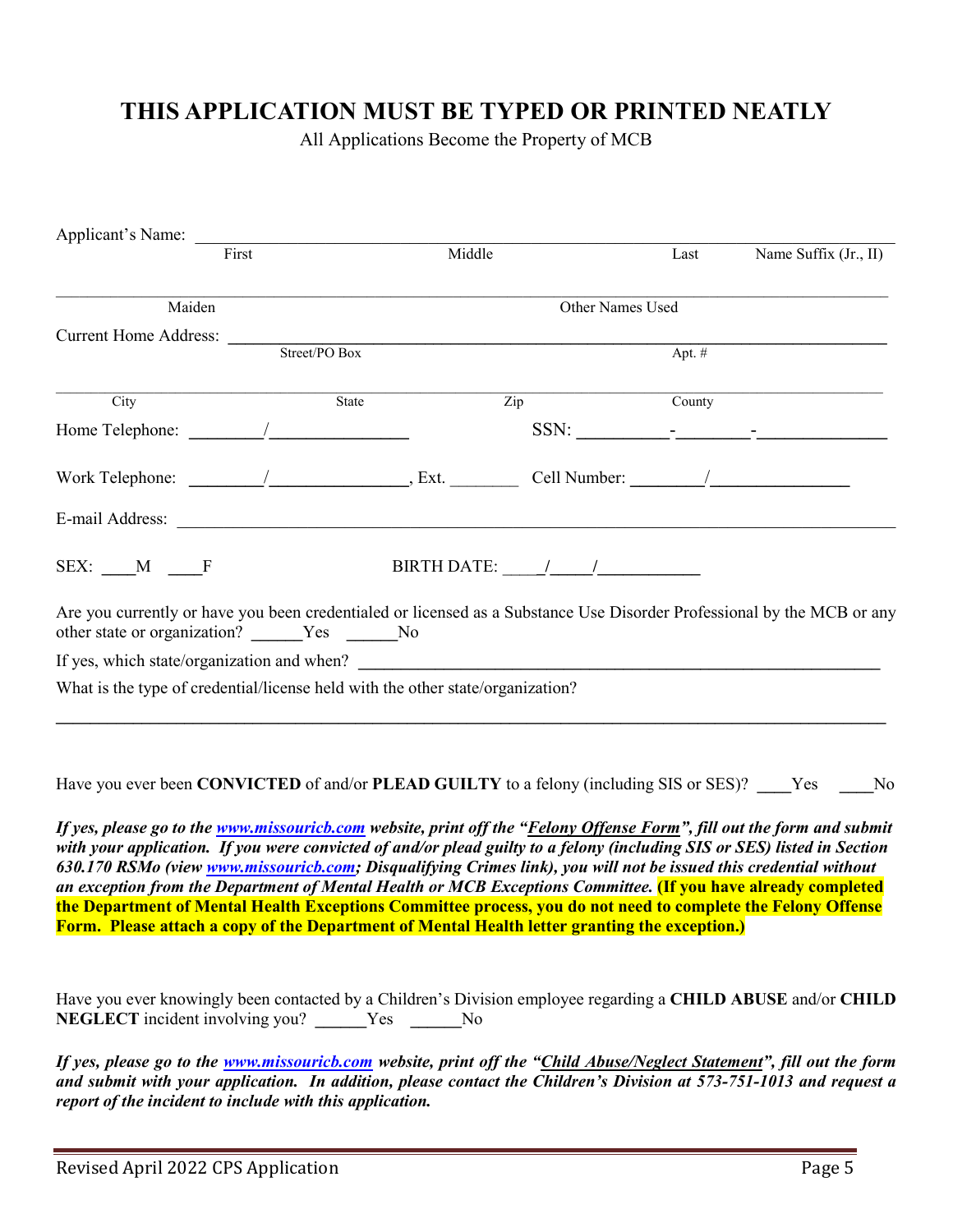# THIS APPLICATION MUST BE TYPED OR PRINTED NEATLY

All Applications Become the Property of MCB

Applicant's Name: ______________________________________________________________

First | Middle | Last | Name Suffix (Jr., II)

______________________________________________________________

Maiden | Other Names Used

Current Home Address: ______________________________________________________________

Street/PO Box | Apt. #

______________________________________________________________

City | State | Zip | County

Home Telephone: ________/_______________ SSN: __________-________-_______________

Work Telephone: ________/_______________, Ext. ________ Cell Number: ________/_______________

E-mail Address: ______________________________________________________________

SEX: ____M ____F BIRTH DATE: ____/____/___________

Are you currently or have you been credentialed or licensed as a Substance Use Disorder Professional by the MCB or any other state or organization? ______Yes ______No

If yes, which state/organization and when? ______________________________________________________________

What is the type of credential/license held with the other state/organization?

______________________________________________________________

Have you ever been **CONVICTED** of and/or **PLEAD GUILTY** to a felony (including SIS or SES)? ____Yes ____No

***If yes, please go to the [www.missouricb.com](http://www.missouricb.com) website, print off the "Felony Offense Form", fill out the form and submit with your application. If you were convicted of and/or plead guilty to a felony (including SIS or SES) listed in Section 630.170 RSMo (view [www.missouricb.com](http://www.missouricb.com); Disqualifying Crimes link), you will not be issued this credential without an exception from the Department of Mental Health or MCB Exceptions Committee.*** **(If you have already completed the Department of Mental Health Exceptions Committee process, you do not need to complete the Felony Offense Form. Please attach a copy of the Department of Mental Health letter granting the exception.)**

Have you ever knowingly been contacted by a Children's Division employee regarding a **CHILD ABUSE** and/or **CHILD NEGLECT** incident involving you? ______Yes ______No

***If yes, please go to the [www.missouricb.com](http://www.missouricb.com) website, print off the "Child Abuse/Neglect Statement", fill out the form and submit with your application. In addition, please contact the Children's Division at 573-751-1013 and request a report of the incident to include with this application.***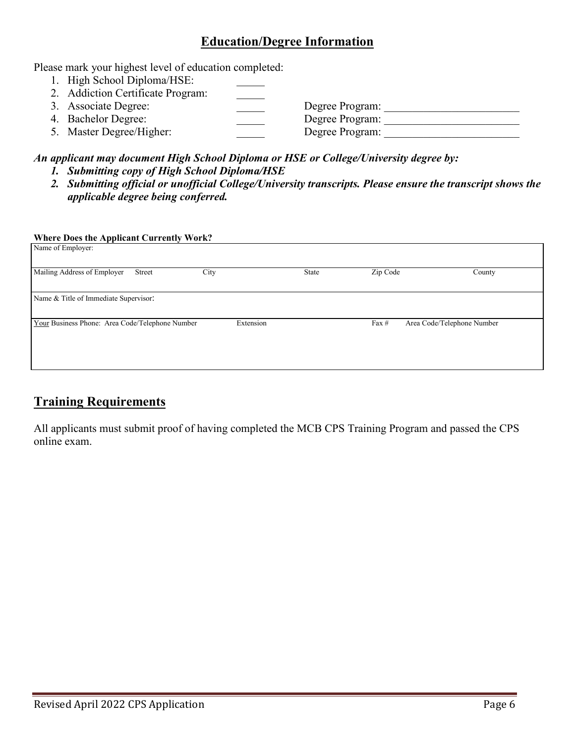## Education/Degree Information

Please mark your highest level of education completed:

1. High School Diploma/HSE: _____
2. Addiction Certificate Program: _____
3. Associate Degree: _____ Degree Program: ________________________
4. Bachelor Degree: _____ Degree Program: ________________________
5. Master Degree/Higher: _____ Degree Program: ________________________

***An applicant may document High School Diploma or HSE or College/University degree by:***

1. ***Submitting copy of High School Diploma/HSE***
2. ***Submitting official or unofficial College/University transcripts. Please ensure the transcript shows the applicable degree being conferred.***

**Where Does the Applicant Currently Work?**

| Name of Employer: | | | | | | |
|---|---|---|---|---|---|---|
| Mailing Address of Employer | Street | City | State | Zip Code | | County |
| Name & Title of Immediate Supervisor: | | | | | | |
| Your Business Phone: Area Code/Telephone Number | | Extension | | Fax # | Area Code/Telephone Number | |

## Training Requirements

All applicants must submit proof of having completed the MCB CPS Training Program and passed the CPS online exam.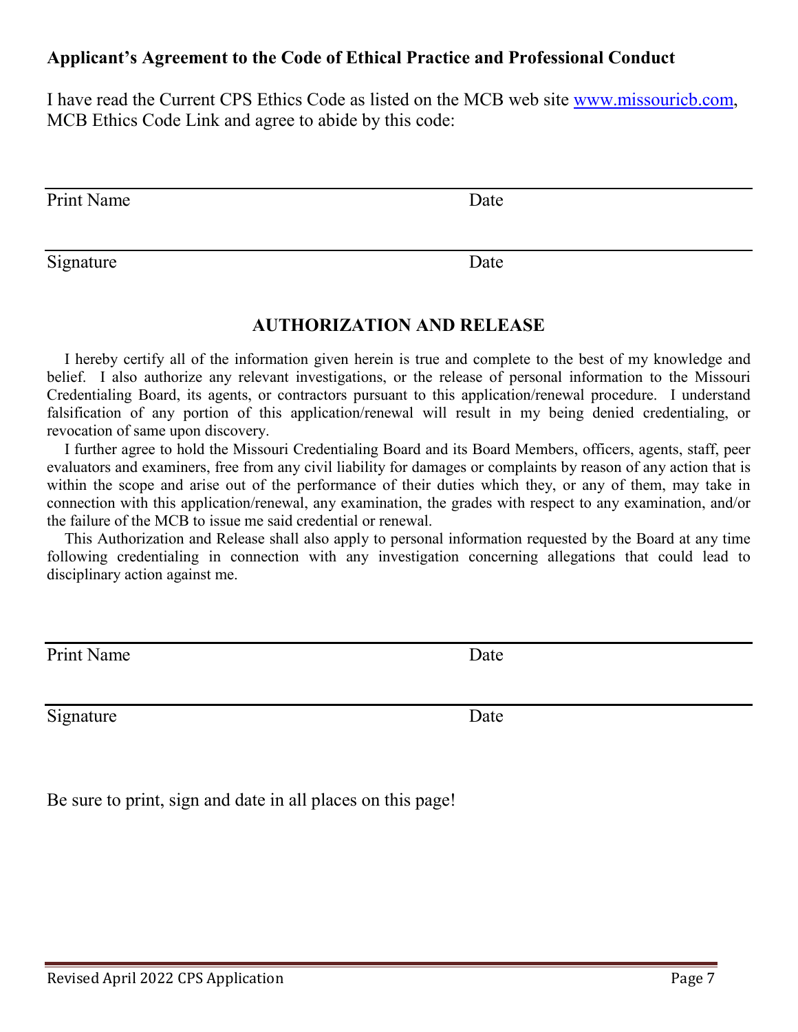### Applicant's Agreement to the Code of Ethical Practice and Professional Conduct

I have read the Current CPS Ethics Code as listed on the MCB web site www.missouricb.com, MCB Ethics Code Link and agree to abide by this code:

Print Name _______________________ Date _______________

Signature _______________________ Date _______________

## AUTHORIZATION AND RELEASE

I hereby certify all of the information given herein is true and complete to the best of my knowledge and belief. I also authorize any relevant investigations, or the release of personal information to the Missouri Credentialing Board, its agents, or contractors pursuant to this application/renewal procedure. I understand falsification of any portion of this application/renewal will result in my being denied credentialing, or revocation of same upon discovery.

I further agree to hold the Missouri Credentialing Board and its Board Members, officers, agents, staff, peer evaluators and examiners, free from any civil liability for damages or complaints by reason of any action that is within the scope and arise out of the performance of their duties which they, or any of them, may take in connection with this application/renewal, any examination, the grades with respect to any examination, and/or the failure of the MCB to issue me said credential or renewal.

This Authorization and Release shall also apply to personal information requested by the Board at any time following credentialing in connection with any investigation concerning allegations that could lead to disciplinary action against me.

Print Name _______________________ Date _______________

Signature _______________________ Date _______________

Be sure to print, sign and date in all places on this page!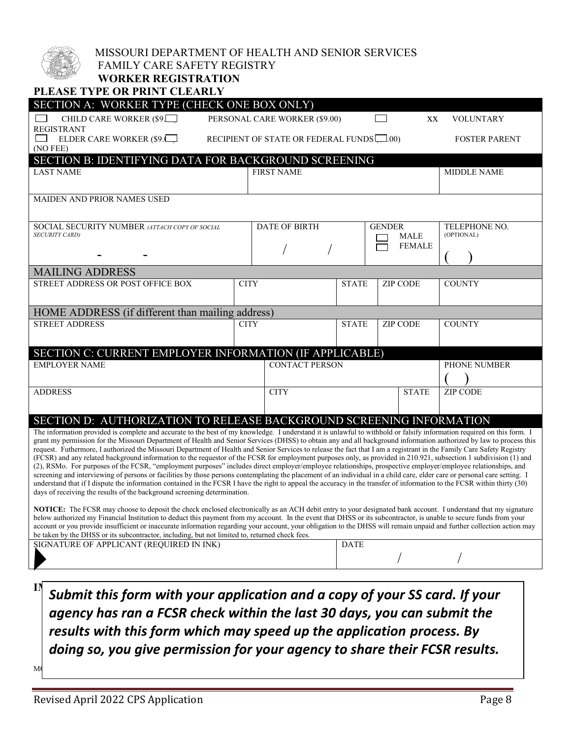MISSOURI DEPARTMENT OF HEALTH AND SENIOR SERVICES
FAMILY CARE SAFETY REGISTRY
**WORKER REGISTRATION**

**PLEASE TYPE OR PRINT CLEARLY**

## SECTION A: WORKER TYPE (CHECK ONE BOX ONLY)

| | | |
|---|---|---|
| ☐ CHILD CARE WORKER ($9.00) | PERSONAL CARE WORKER ($9.00) | ☐ VOLUNTARY REGISTRANT |
| ☐ ELDER CARE WORKER ($9.00) | RECIPIENT OF STATE OR FEDERAL FUNDS ($9.00) | XX FOSTER PARENT (NO FEE) |

## SECTION B: IDENTIFYING DATA FOR BACKGROUND SCREENING

| LAST NAME | FIRST NAME | MIDDLE NAME |
|---|---|---|
| | | |

MAIDEN AND PRIOR NAMES USED

| SOCIAL SECURITY NUMBER *(ATTACH COPY OF SOCIAL SECURITY CARD)* | DATE OF BIRTH | GENDER | TELEPHONE NO. (OPTIONAL) |
|---|---|---|---|
| - - | / / | ☐ MALE ☐ FEMALE | ( ) |

### MAILING ADDRESS

| STREET ADDRESS OR POST OFFICE BOX | CITY | STATE | ZIP CODE | COUNTY |
|---|---|---|---|---|
| | | | | |

### HOME ADDRESS (if different than mailing address)

| STREET ADDRESS | CITY | STATE | ZIP CODE | COUNTY |
|---|---|---|---|---|
| | | | | |

## SECTION C: CURRENT EMPLOYER INFORMATION (IF APPLICABLE)

| EMPLOYER NAME | CONTACT PERSON | | PHONE NUMBER |
|---|---|---|---|
| | | | ( ) |
| ADDRESS | CITY | STATE | ZIP CODE |
| | | | |

## SECTION D: AUTHORIZATION TO RELEASE BACKGROUND SCREENING INFORMATION

The information provided is complete and accurate to the best of my knowledge. I understand it is unlawful to withhold or falsify information required on this form. I grant my permission for the Missouri Department of Health and Senior Services (DHSS) to obtain any and all background information authorized by law to process this request. Futhermore, I authorized the Missouri Department of Health and Senior Services to release the fact that I am a registrant in the Family Care Safety Registry (FCSR) and any related background information to the requestor of the FCSR for employment purposes only, as provided in 210.921, subsection 1 subdivision (1) and (2), RSMo. For purposes of the FCSR, "employment purposes" includes direct employer/employee relationships, prospective employer/employee relationships, and screening and interviewing of persons or facilities by those persons contemplating the placement of an individual in a child care, elder care or personal care setting. I understand that if I dispute the information contained in the FCSR I have the right to appeal the accuracy in the transfer of information to the FCSR within thirty (30) days of receiving the results of the background screening determination.

**NOTICE:** The FCSR may choose to deposit the check enclosed electronically as an ACH debit entry to your designated bank account. I understand that my signature below authorized my Financial Institution to deduct this payment from my account. In the event that DHSS or its subcontractor, is unable to secure funds from your account or you provide insufficient or inaccurate information regarding your account, your obligation to the DHSS will remain unpaid and further collection action may be taken by the DHSS or its subcontractor, including, but not limited to, returned check fees.

| SIGNATURE OF APPLICANT (REQUIRED IN INK) | DATE |
|---|---|
| | / / |

***Submit this form with your application and a copy of your SS card. If your agency has ran a FCSR check within the last 30 days, you can submit the results with this form which may speed up the application process. By doing so, you give permission for your agency to share their FCSR results.***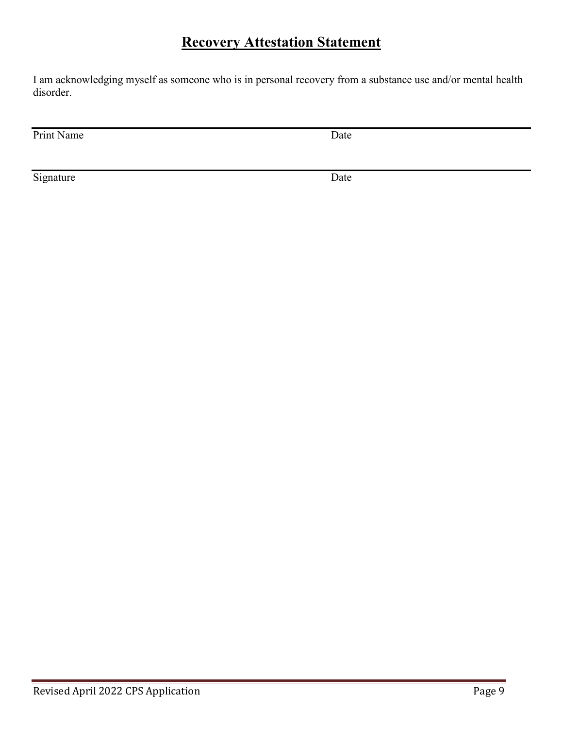# **Recovery Attestation Statement**

I am acknowledging myself as someone who is in personal recovery from a substance use and/or mental health disorder.

| | |
|---|---|
| Print Name | Date |
| Signature | Date |